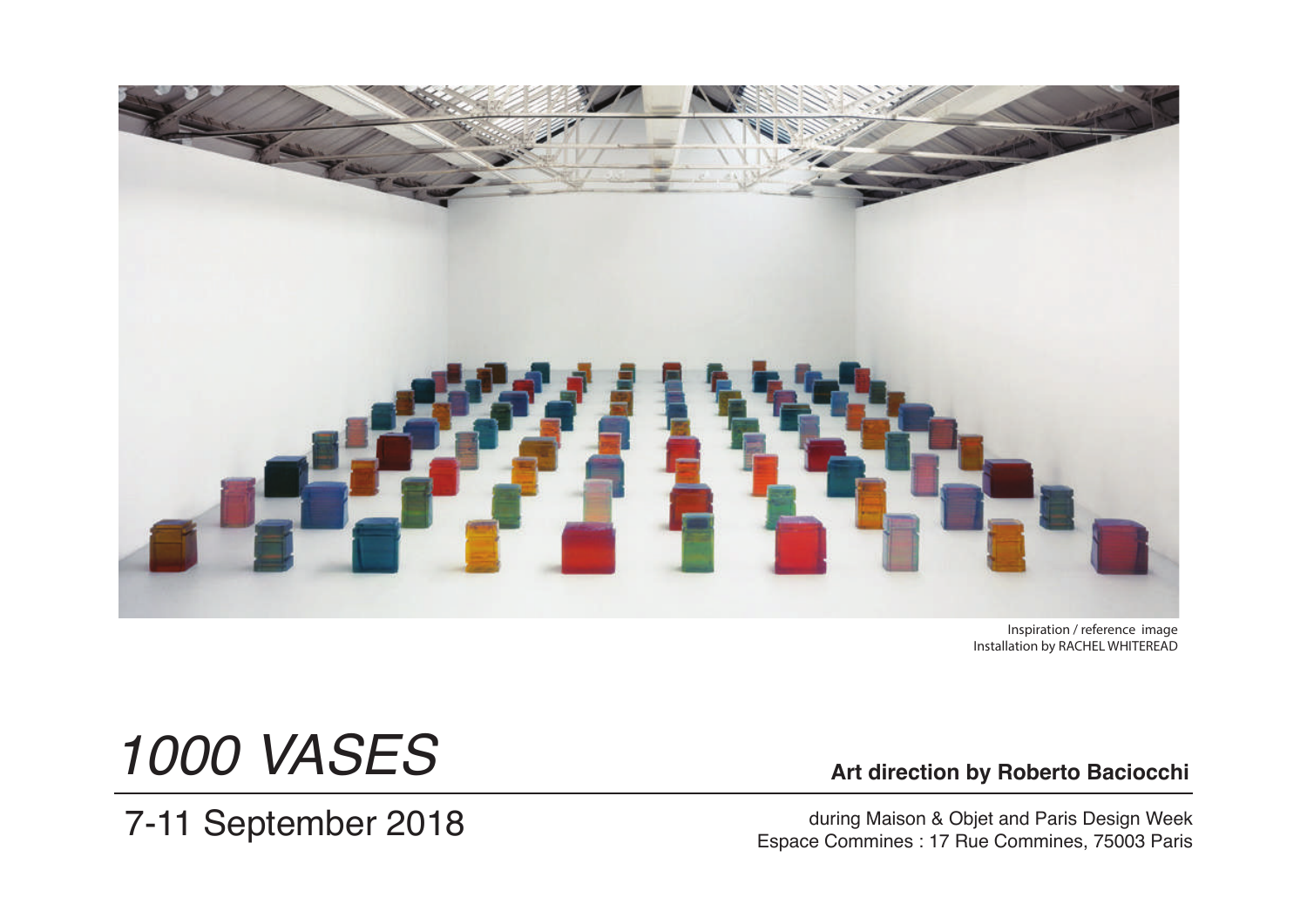Inspiration / reference image
Installation by RACHEL WHITEREAD

# *1000 VASES*

**Art direction by Roberto Baciocchi**

7-11 September 2018

during Maison & Objet and Paris Design Week
Espace Commines : 17 Rue Commines, 75003 Paris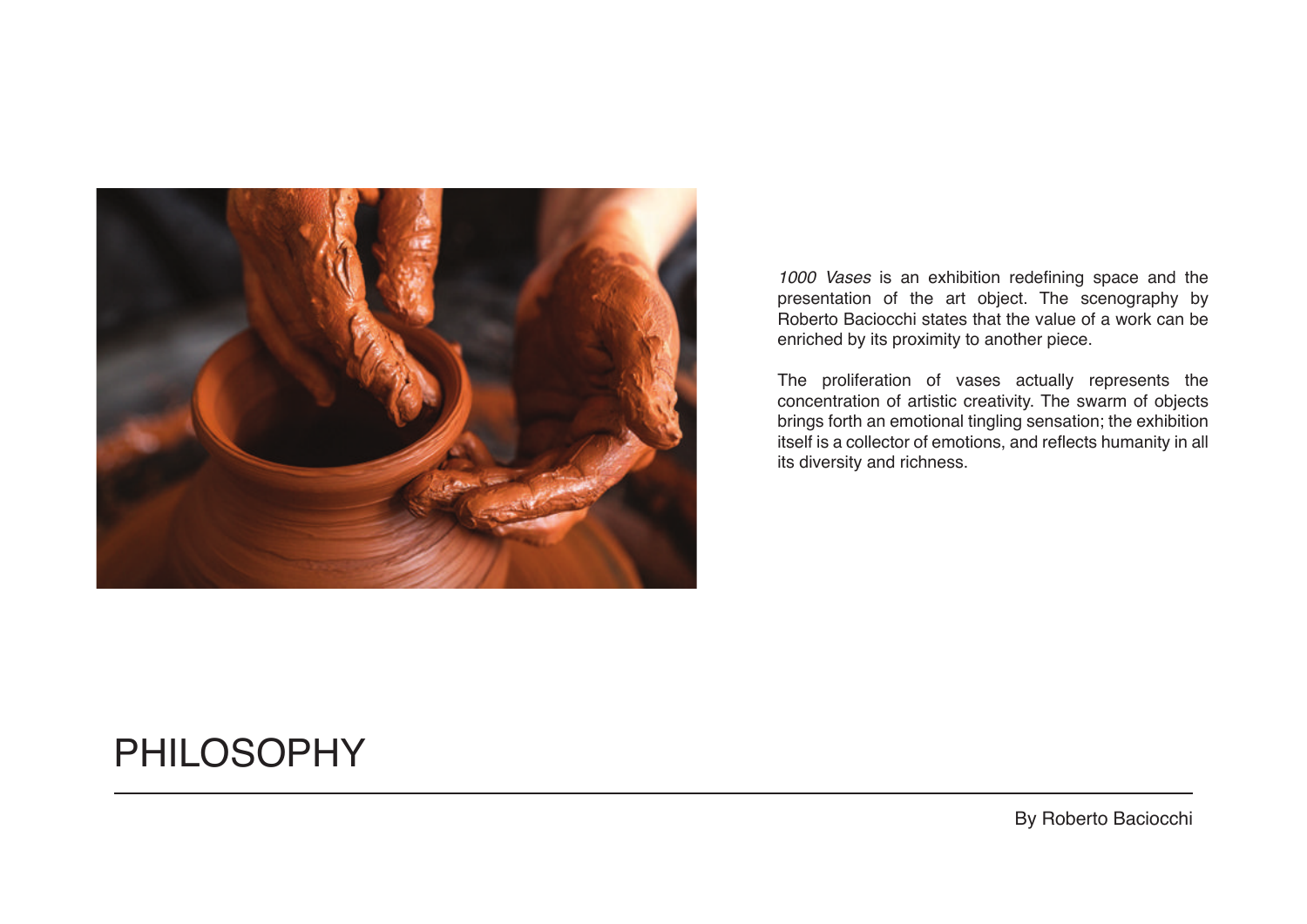*1000 Vases* is an exhibition redefining space and the presentation of the art object. The scenography by Roberto Baciocchi states that the value of a work can be enriched by its proximity to another piece.

The proliferation of vases actually represents the concentration of artistic creativity. The swarm of objects brings forth an emotional tingling sensation; the exhibition itself is a collector of emotions, and reflects humanity in all its diversity and richness.

# PHILOSOPHY

By Roberto Baciocchi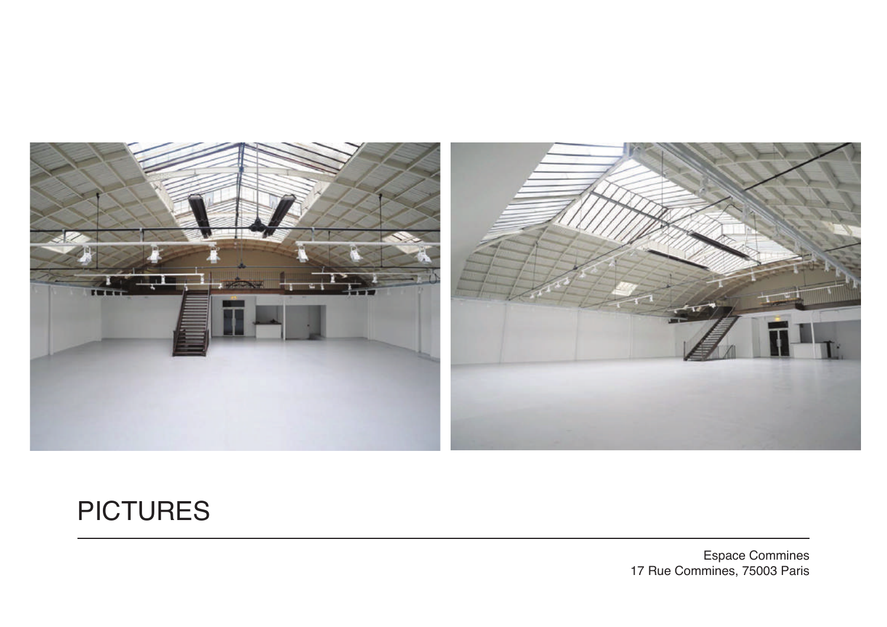# PICTURES

Espace Commines
17 Rue Commines, 75003 Paris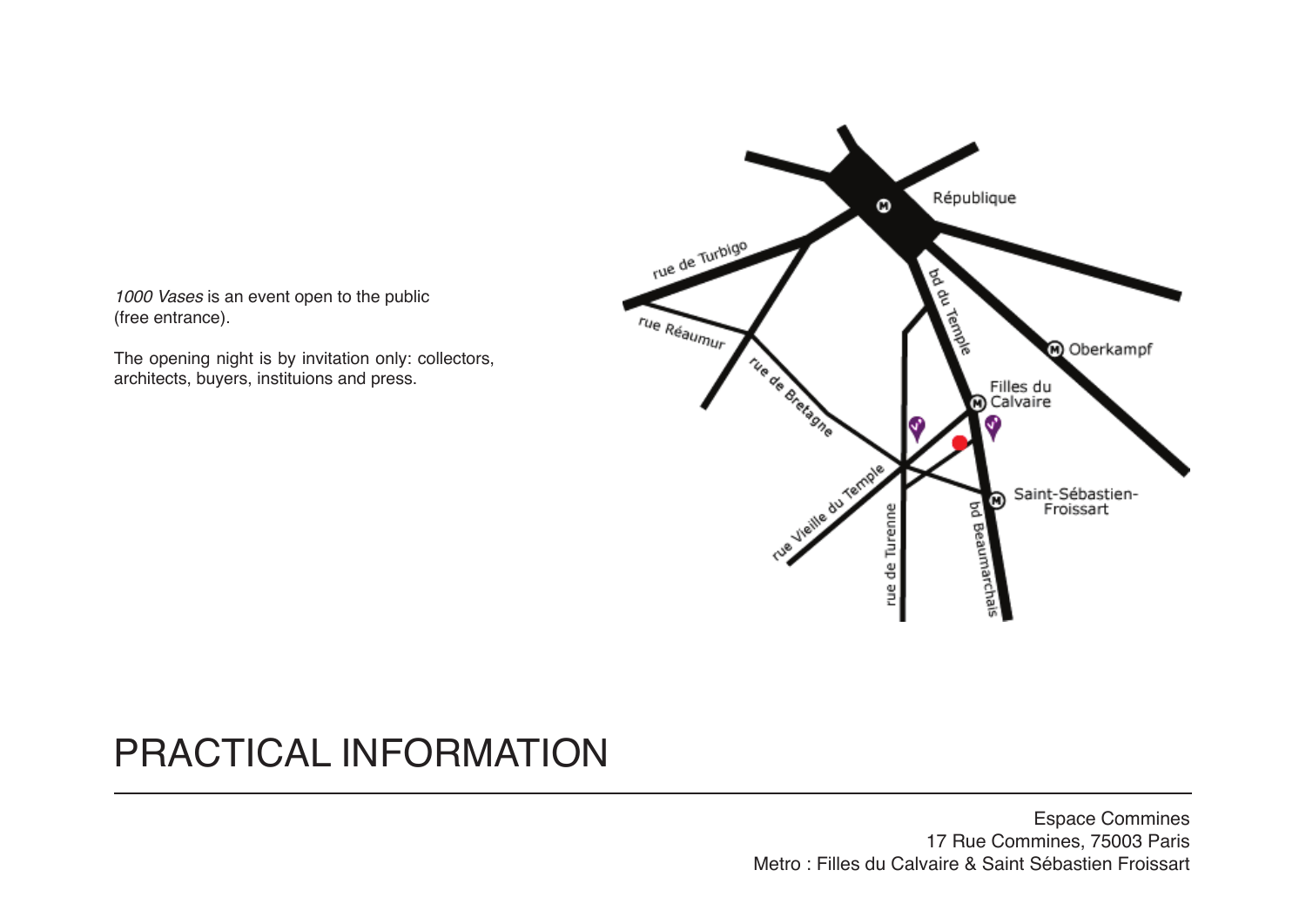*1000 Vases* is an event open to the public (free entrance).

The opening night is by invitation only: collectors, architects, buyers, instituions and press.

# PRACTICAL INFORMATION

Espace Commines
17 Rue Commines, 75003 Paris
Metro : Filles du Calvaire & Saint Sébastien Froissart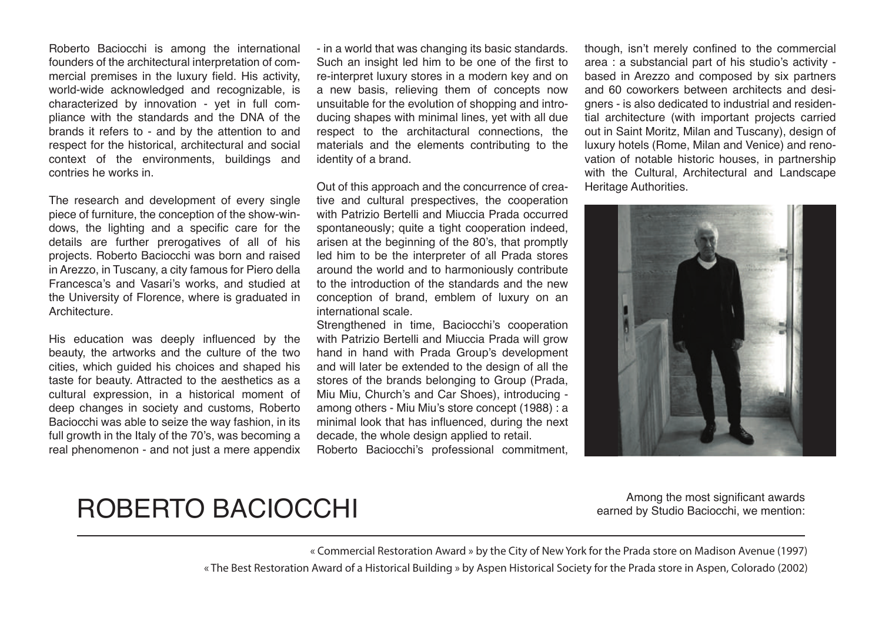# ROBERTO BACIOCCHI

Roberto Baciocchi is among the international founders of the architectural interpretation of commercial premises in the luxury field. His activity, world-wide acknowledged and recognizable, is characterized by innovation - yet in full compliance with the standards and the DNA of the brands it refers to - and by the attention to and respect for the historical, architectural and social context of the environments, buildings and contries he works in.

The research and development of every single piece of furniture, the conception of the show-windows, the lighting and a specific care for the details are further prerogatives of all of his projects. Roberto Baciocchi was born and raised in Arezzo, in Tuscany, a city famous for Piero della Francesca's and Vasari's works, and studied at the University of Florence, where is graduated in Architecture.

His education was deeply influenced by the beauty, the artworks and the culture of the two cities, which guided his choices and shaped his taste for beauty. Attracted to the aesthetics as a cultural expression, in a historical moment of deep changes in society and customs, Roberto Baciocchi was able to seize the way fashion, in its full growth in the Italy of the 70's, was becoming a real phenomenon - and not just a mere appendix - in a world that was changing its basic standards. Such an insight led him to be one of the first to re-interpret luxury stores in a modern key and on a new basis, relieving them of concepts now unsuitable for the evolution of shopping and introducing shapes with minimal lines, yet with all due respect to the architactural connections, the materials and the elements contributing to the identity of a brand.

Out of this approach and the concurrence of creative and cultural prespectives, the cooperation with Patrizio Bertelli and Miuccia Prada occurred spontaneously; quite a tight cooperation indeed, arisen at the beginning of the 80's, that promptly led him to be the interpreter of all Prada stores around the world and to harmoniously contribute to the introduction of the standards and the new conception of brand, emblem of luxury on an international scale.

Strengthened in time, Baciocchi's cooperation with Patrizio Bertelli and Miuccia Prada will grow hand in hand with Prada Group's development and will later be extended to the design of all the stores of the brands belonging to Group (Prada, Miu Miu, Church's and Car Shoes), introducing - among others - Miu Miu's store concept (1988) : a minimal look that has influenced, during the next decade, the whole design applied to retail.

Roberto Baciocchi's professional commitment, though, isn't merely confined to the commercial area : a substancial part of his studio's activity - based in Arezzo and composed by six partners and 60 coworkers between architects and designers - is also dedicated to industrial and residential architecture (with important projects carried out in Saint Moritz, Milan and Tuscany), design of luxury hotels (Rome, Milan and Venice) and renovation of notable historic houses, in partnership with the Cultural, Architectural and Landscape Heritage Authorities.

Among the most significant awards earned by Studio Baciocchi, we mention:

« Commercial Restoration Award » by the City of New York for the Prada store on Madison Avenue (1997)

« The Best Restoration Award of a Historical Building » by Aspen Historical Society for the Prada store in Aspen, Colorado (2002)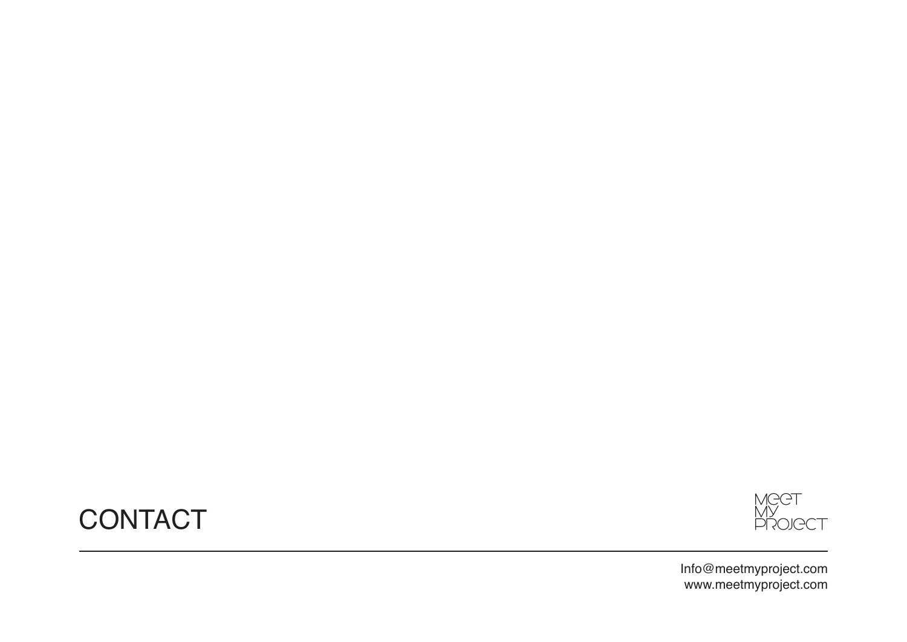# CONTACT

MEET
MY
PROJECT

Info@meetmyproject.com
www.meetmyproject.com